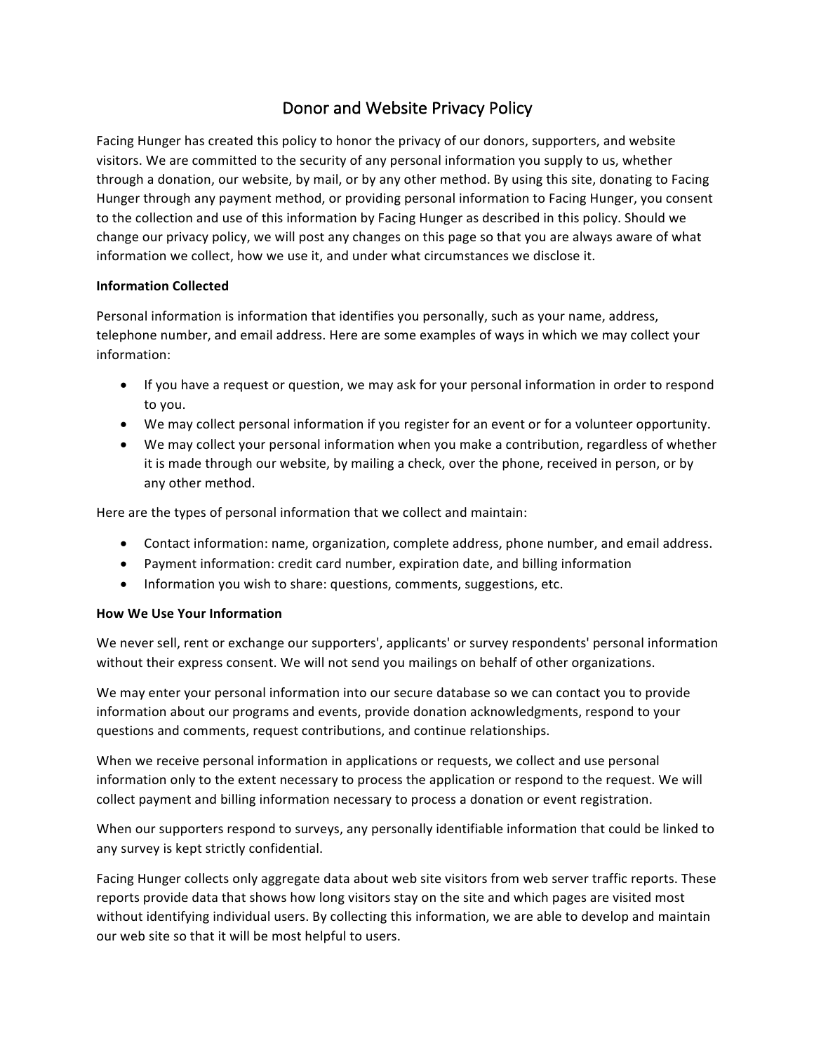# Donor and Website Privacy Policy

Facing Hunger has created this policy to honor the privacy of our donors, supporters, and website visitors. We are committed to the security of any personal information you supply to us, whether through a donation, our website, by mail, or by any other method. By using this site, donating to Facing Hunger through any payment method, or providing personal information to Facing Hunger, you consent to the collection and use of this information by Facing Hunger as described in this policy. Should we change our privacy policy, we will post any changes on this page so that you are always aware of what information we collect, how we use it, and under what circumstances we disclose it.

**Information Collected**

Personal information is information that identifies you personally, such as your name, address, telephone number, and email address. Here are some examples of ways in which we may collect your information:

- If you have a request or question, we may ask for your personal information in order to respond to you.
- We may collect personal information if you register for an event or for a volunteer opportunity.
- We may collect your personal information when you make a contribution, regardless of whether it is made through our website, by mailing a check, over the phone, received in person, or by any other method.

Here are the types of personal information that we collect and maintain:

- Contact information: name, organization, complete address, phone number, and email address.
- Payment information: credit card number, expiration date, and billing information
- Information you wish to share: questions, comments, suggestions, etc.

**How We Use Your Information**

We never sell, rent or exchange our supporters', applicants' or survey respondents' personal information without their express consent. We will not send you mailings on behalf of other organizations.

We may enter your personal information into our secure database so we can contact you to provide information about our programs and events, provide donation acknowledgments, respond to your questions and comments, request contributions, and continue relationships.

When we receive personal information in applications or requests, we collect and use personal information only to the extent necessary to process the application or respond to the request. We will collect payment and billing information necessary to process a donation or event registration.

When our supporters respond to surveys, any personally identifiable information that could be linked to any survey is kept strictly confidential.

Facing Hunger collects only aggregate data about web site visitors from web server traffic reports. These reports provide data that shows how long visitors stay on the site and which pages are visited most without identifying individual users. By collecting this information, we are able to develop and maintain our web site so that it will be most helpful to users.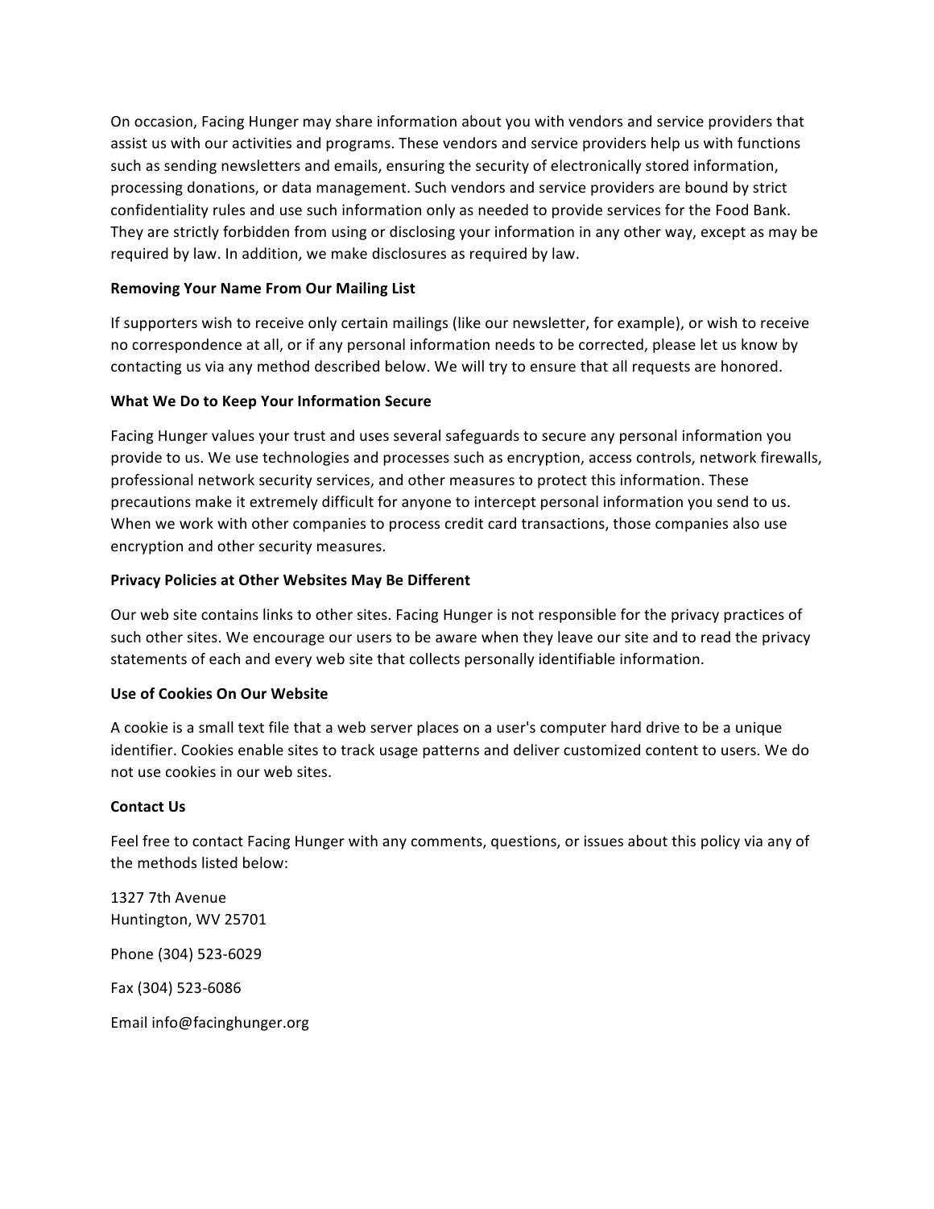On occasion, Facing Hunger may share information about you with vendors and service providers that assist us with our activities and programs. These vendors and service providers help us with functions such as sending newsletters and emails, ensuring the security of electronically stored information, processing donations, or data management. Such vendors and service providers are bound by strict confidentiality rules and use such information only as needed to provide services for the Food Bank. They are strictly forbidden from using or disclosing your information in any other way, except as may be required by law. In addition, we make disclosures as required by law.

**Removing Your Name From Our Mailing List**

If supporters wish to receive only certain mailings (like our newsletter, for example), or wish to receive no correspondence at all, or if any personal information needs to be corrected, please let us know by contacting us via any method described below. We will try to ensure that all requests are honored.

**What We Do to Keep Your Information Secure**

Facing Hunger values your trust and uses several safeguards to secure any personal information you provide to us. We use technologies and processes such as encryption, access controls, network firewalls, professional network security services, and other measures to protect this information. These precautions make it extremely difficult for anyone to intercept personal information you send to us. When we work with other companies to process credit card transactions, those companies also use encryption and other security measures.

**Privacy Policies at Other Websites May Be Different**

Our web site contains links to other sites. Facing Hunger is not responsible for the privacy practices of such other sites. We encourage our users to be aware when they leave our site and to read the privacy statements of each and every web site that collects personally identifiable information.

**Use of Cookies On Our Website**

A cookie is a small text file that a web server places on a user's computer hard drive to be a unique identifier. Cookies enable sites to track usage patterns and deliver customized content to users. We do not use cookies in our web sites.

**Contact Us**

Feel free to contact Facing Hunger with any comments, questions, or issues about this policy via any of the methods listed below:

1327 7th Avenue
Huntington, WV 25701

Phone (304) 523-6029

Fax (304) 523-6086

Email info@facinghunger.org